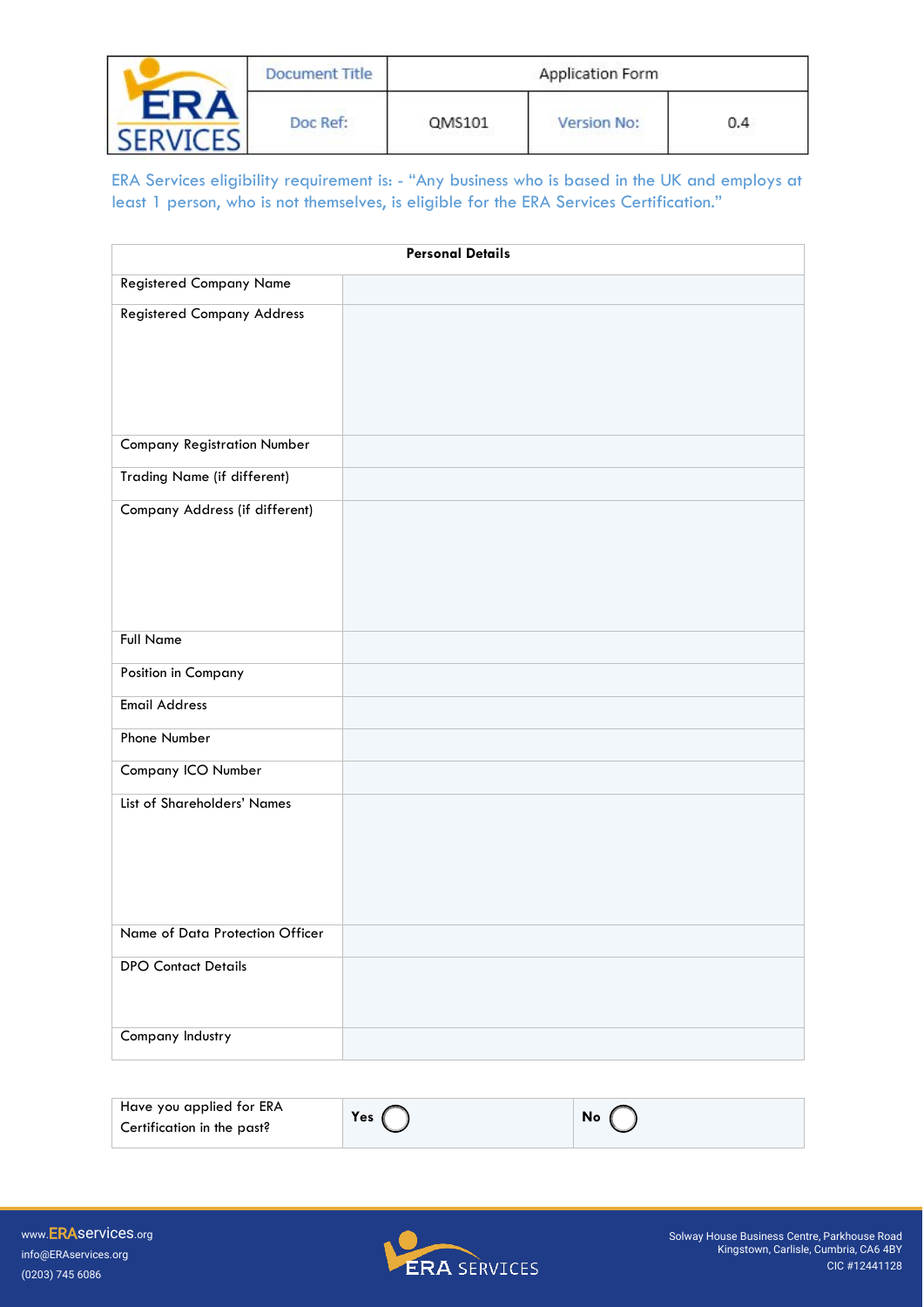| ERA SERVICES | Document Title | Application Form | | |
|---|---|---|---|---|
| | Doc Ref: | QMS101 | Version No: | 0.4 |

ERA Services eligibility requirement is: - "Any business who is based in the UK and employs at least 1 person, who is not themselves, is eligible for the ERA Services Certification."

| **Personal Details** | |
|---|---|
| Registered Company Name | |
| Registered Company Address | |
| Company Registration Number | |
| Trading Name (if different) | |
| Company Address (if different) | |
| Full Name | |
| Position in Company | |
| Email Address | |
| Phone Number | |
| Company ICO Number | |
| List of Shareholders' Names | |
| Name of Data Protection Officer | |
| DPO Contact Details | |
| Company Industry | |

| Have you applied for ERA Certification in the past? | **Yes** ◯ | **No** ◯ |
|---|---|---|

www.ERAservices.org
info@ERAservices.org
(0203) 745 6086

Solway House Business Centre, Parkhouse Road
Kingstown, Carlisle, Cumbria, CA6 4BY
CIC #12441128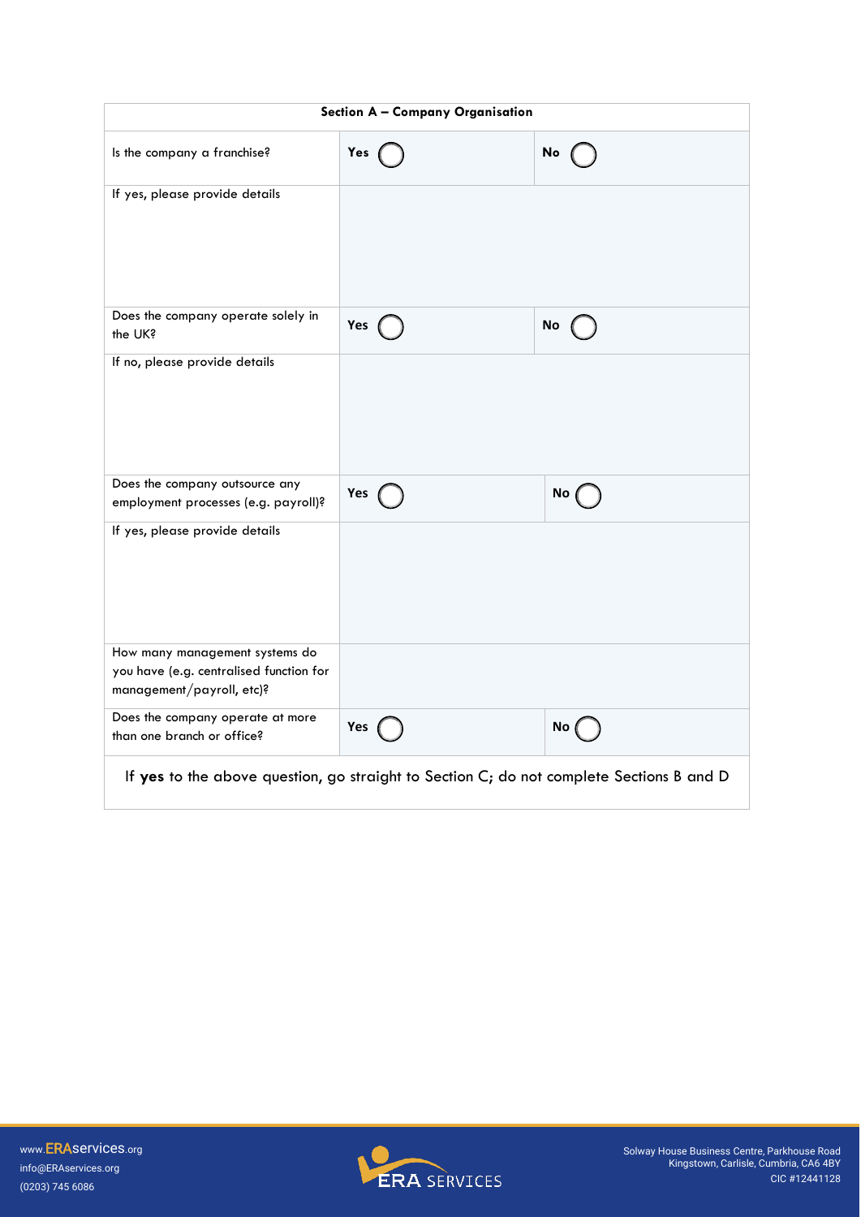| Section A – Company Organisation | | |
|---|---|---|
| Is the company a franchise? | **Yes** ◯ | **No** ◯ |
| If yes, please provide details | | |
| Does the company operate solely in the UK? | **Yes** ◯ | **No** ◯ |
| If no, please provide details | | |
| Does the company outsource any employment processes (e.g. payroll)? | **Yes** ◯ | **No** ◯ |
| If yes, please provide details | | |
| How many management systems do you have (e.g. centralised function for management/payroll, etc)? | | |
| Does the company operate at more than one branch or office? | **Yes** ◯ | **No** ◯ |
| If **yes** to the above question, go straight to Section C; do not complete Sections B and D | | |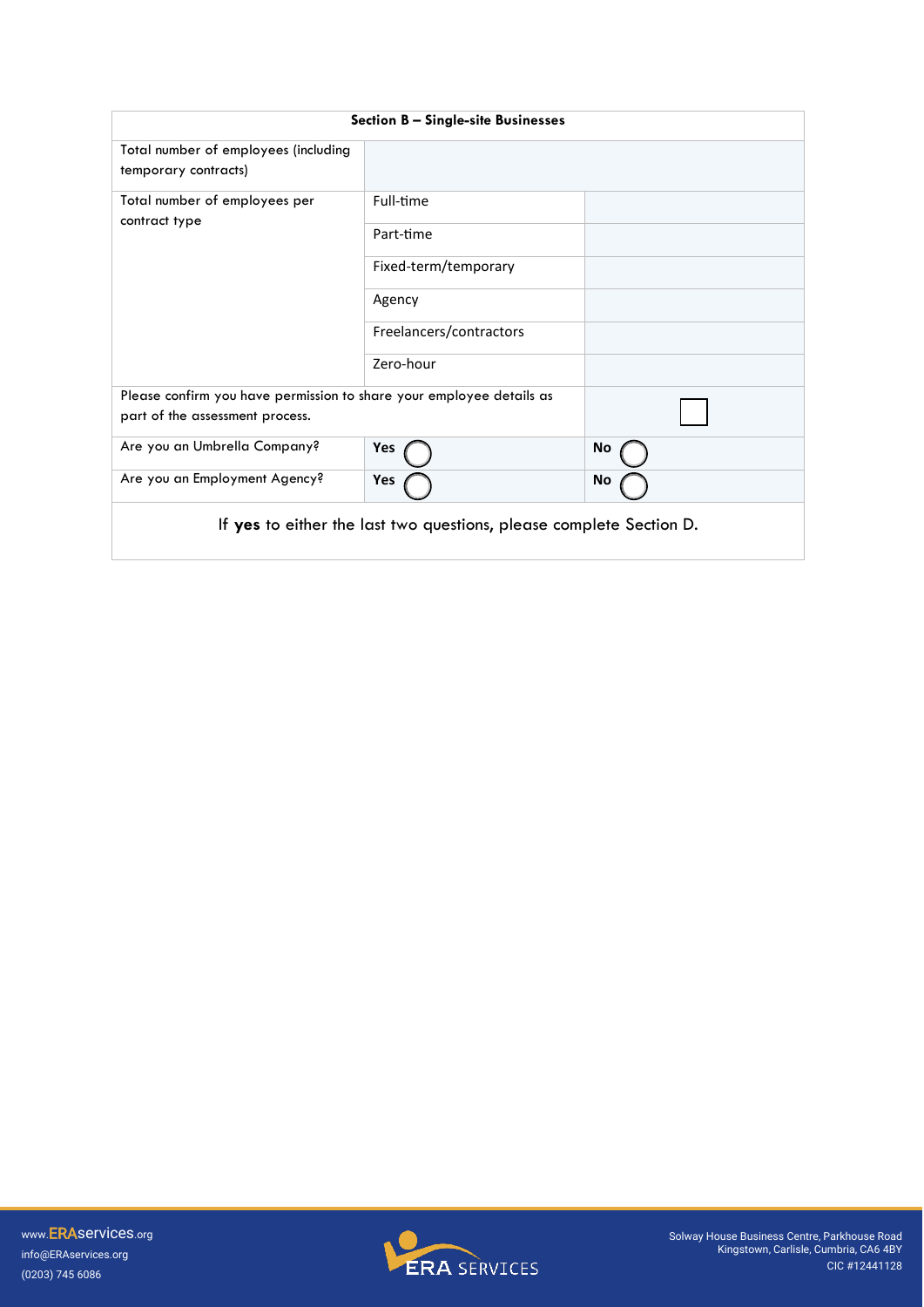| Section B – Single-site Businesses | | |
|---|---|---|
| Total number of employees (including temporary contracts) | | |
| Total number of employees per contract type | Full-time | |
| | Part-time | |
| | Fixed-term/temporary | |
| | Agency | |
| | Freelancers/contractors | |
| | Zero-hour | |
| Please confirm you have permission to share your employee details as part of the assessment process. | | ☐ |
| Are you an Umbrella Company? | **Yes** ◯ | **No** ◯ |
| Are you an Employment Agency? | **Yes** ◯ | **No** ◯ |

If **yes** to either the last two questions, please complete Section D.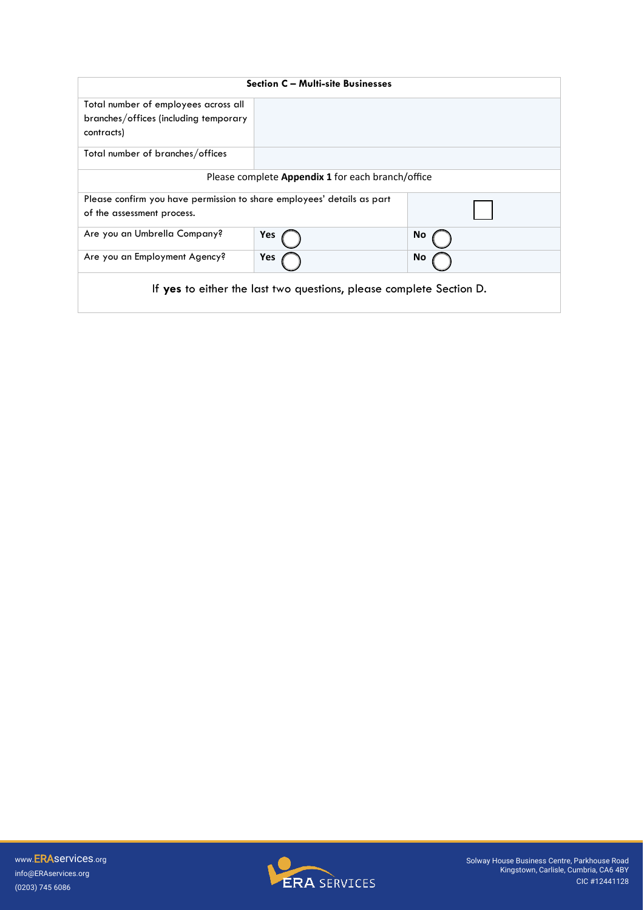| Section C – Multi-site Businesses | | |
|---|---|---|
| Total number of employees across all branches/offices (including temporary contracts) | | |
| Total number of branches/offices | | |
| Please complete **Appendix 1** for each branch/office | | |
| Please confirm you have permission to share employees' details as part of the assessment process. | | ☐ |
| Are you an Umbrella Company? | **Yes** ◯ | **No** ◯ |
| Are you an Employment Agency? | **Yes** ◯ | **No** ◯ |
| If **yes** to either the last two questions, please complete Section D. | | |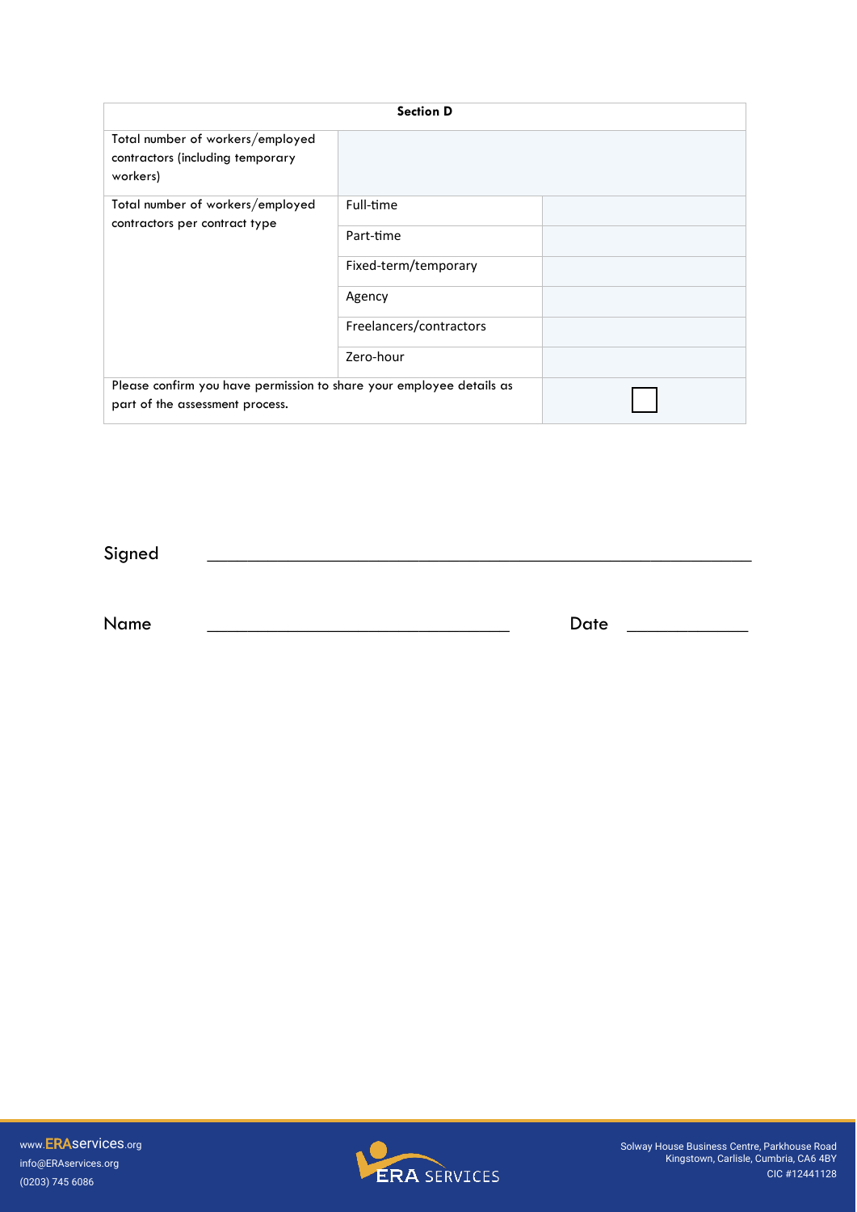| Section D | | |
|---|---|---|
| Total number of workers/employed contractors (including temporary workers) | | |
| Total number of workers/employed contractors per contract type | Full-time | |
| | Part-time | |
| | Fixed-term/temporary | |
| | Agency | |
| | Freelancers/contractors | |
| | Zero-hour | |
| Please confirm you have permission to share your employee details as part of the assessment process. | | ☐ |

Signed ____________________________________________

Name ______________________________ Date ____________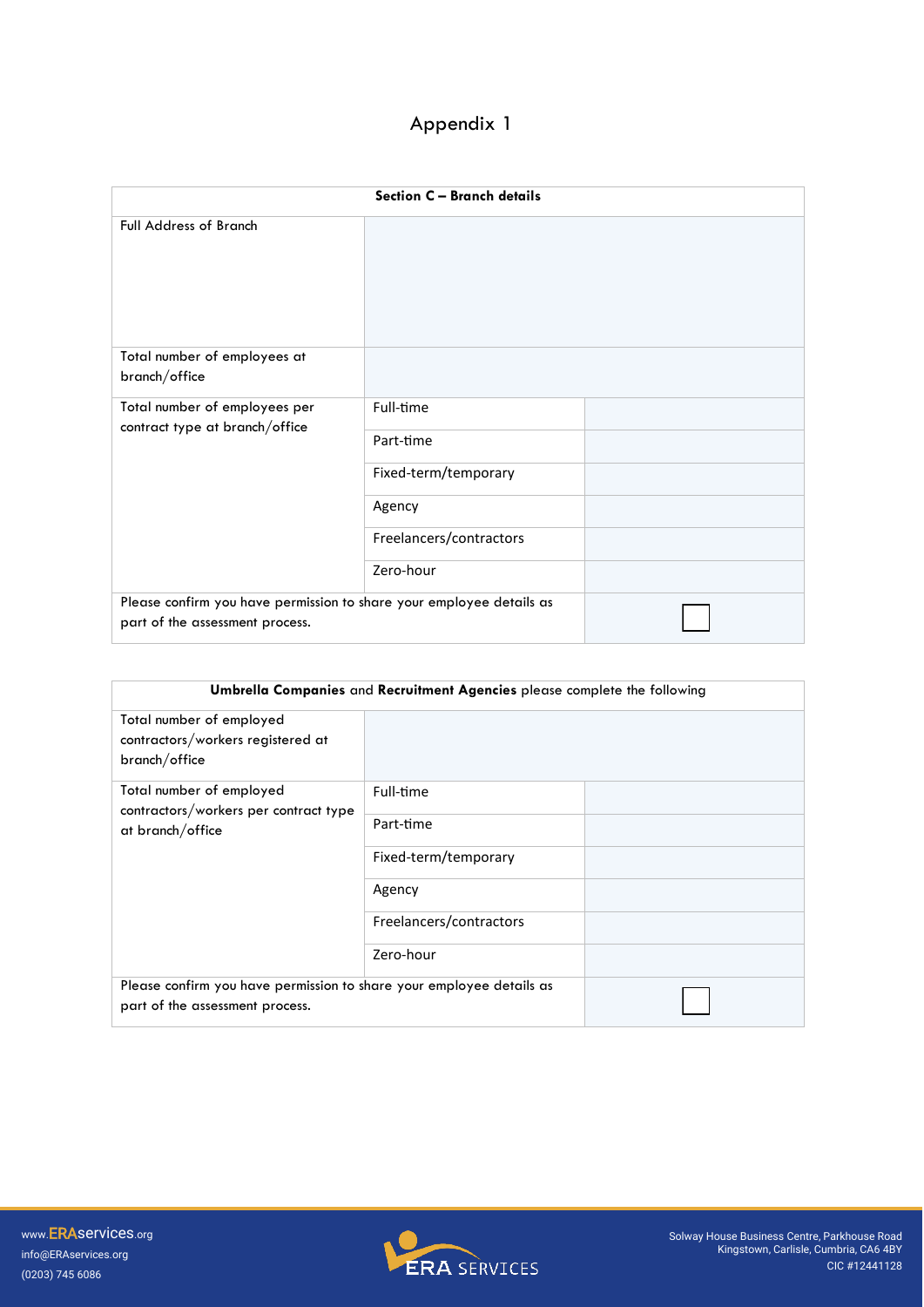# Appendix 1

| Section C – Branch details | | |
|---|---|---|
| Full Address of Branch | | |
| Total number of employees at branch/office | | |
| Total number of employees per contract type at branch/office | Full-time | |
| | Part-time | |
| | Fixed-term/temporary | |
| | Agency | |
| | Freelancers/contractors | |
| | Zero-hour | |
| Please confirm you have permission to share your employee details as part of the assessment process. | | ☐ |

| **Umbrella Companies** and **Recruitment Agencies** please complete the following | | |
|---|---|---|
| Total number of employed contractors/workers registered at branch/office | | |
| Total number of employed contractors/workers per contract type at branch/office | Full-time | |
| | Part-time | |
| | Fixed-term/temporary | |
| | Agency | |
| | Freelancers/contractors | |
| | Zero-hour | |
| Please confirm you have permission to share your employee details as part of the assessment process. | | ☐ |